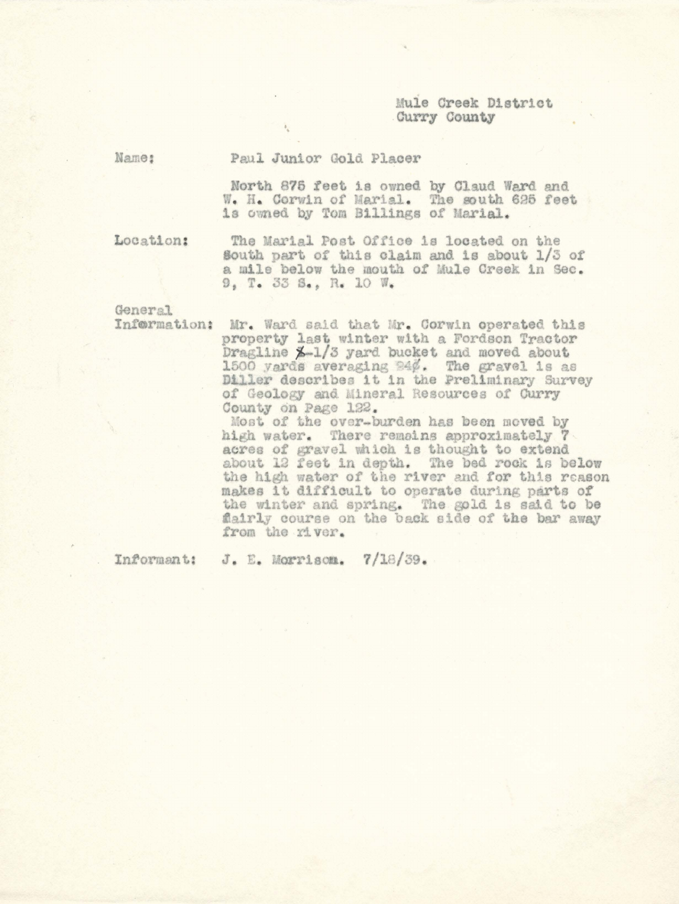Mule Creek District
Curry County

Name: Paul Junior Gold Placer

North 875 feet is owned by Claud Ward and W. H. Corwin of Marial. The south 625 feet is owned by Tom Billings of Marial.

Location: The Marial Post Office is located on the south part of this claim and is about 1/3 of a mile below the mouth of Mule Creek in Sec. 9, T. 33 S., R. 10 W.

General Information: Mr. Ward said that Mr. Corwin operated this property last winter with a Fordson Tractor Dragline ~~X~~-1/3 yard bucket and moved about 1500 yards averaging 24¢. The gravel is as Diller describes it in the Preliminary Survey of Geology and Mineral Resources of Curry County on Page 122.

Most of the over-burden has been moved by high water. There remains approximately 7 acres of gravel which is thought to extend about 12 feet in depth. The bed rock is below the high water of the river and for this reason makes it difficult to operate during parts of the winter and spring. The gold is said to be fairly course on the back side of the bar away from the river.

Informant: J. E. Morrison. 7/18/39.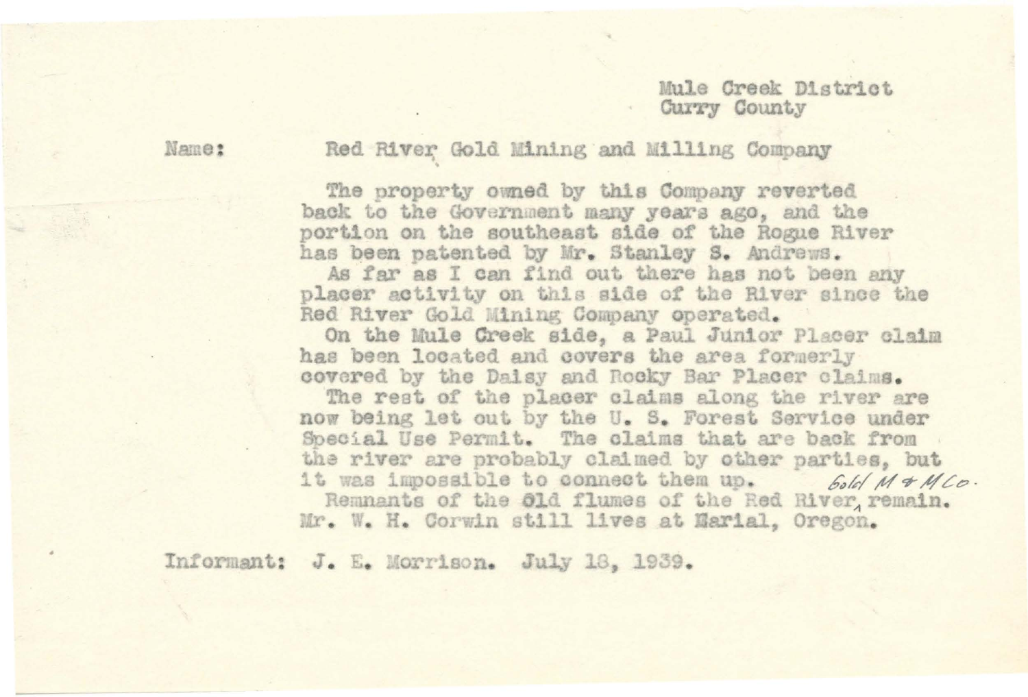Mule Creek District
Curry County

Name: Red River Gold Mining and Milling Company

The property owned by this Company reverted back to the Government many years ago, and the portion on the southeast side of the Rogue River has been patented by Mr. Stanley S. Andrews.

As far as I can find out there has not been any placer activity on this side of the River since the Red River Gold Mining Company operated.

On the Mule Creek side, a Paul Junior Placer claim has been located and covers the area formerly covered by the Daisy and Rocky Bar Placer claims.

The rest of the placer claims along the river are now being let out by the U. S. Forest Service under Special Use Permit. The claims that are back from the river are probably claimed by other parties, but it was impossible to connect them up.

Remnants of the old flumes of the Red River Gold M & M Co. remain. Mr. W. H. Corwin still lives at Marial, Oregon.

Informant: J. E. Morrison. July 18, 1939.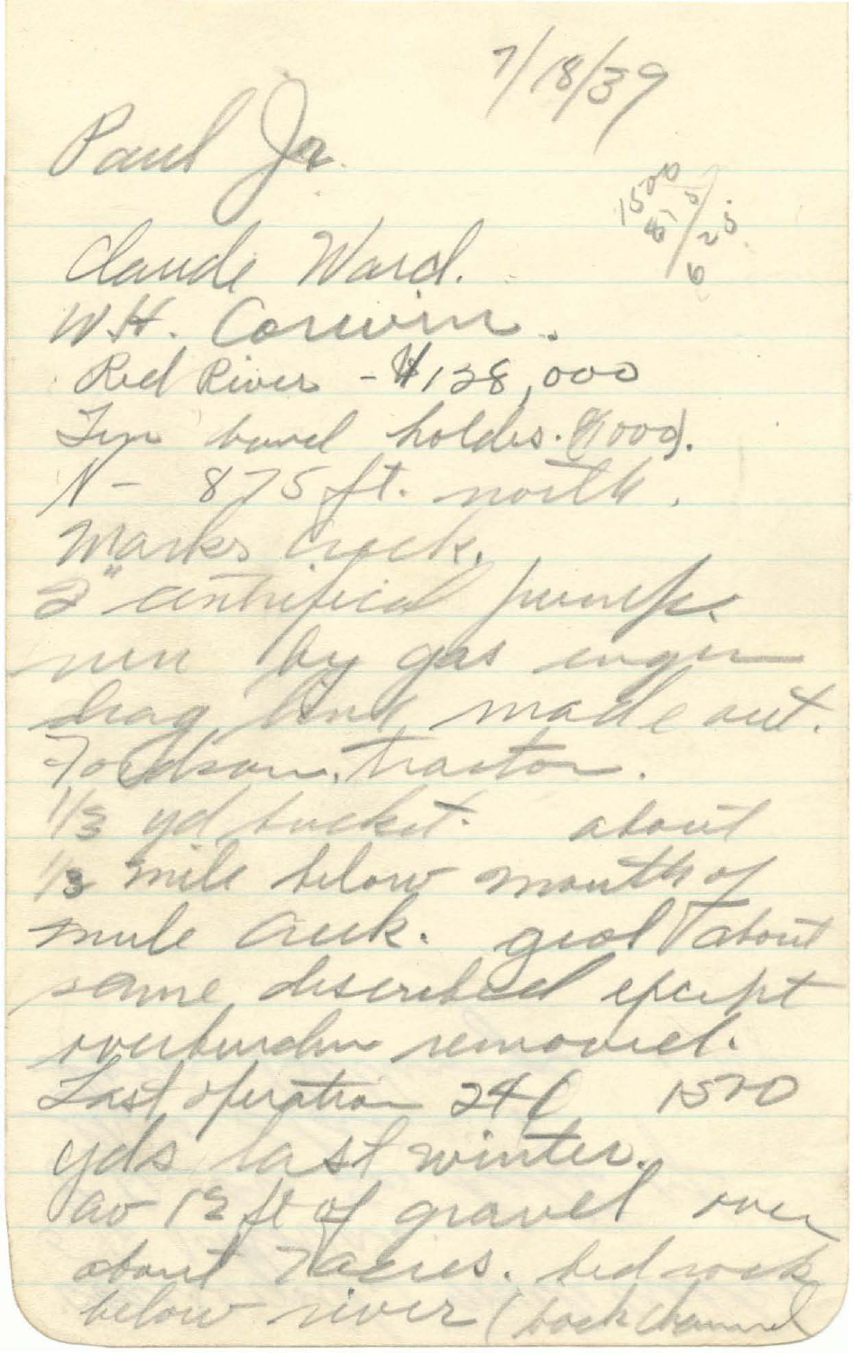7/18/39

Paul Jr.

Claude Ward.

W.H. Corwin.

Red River - $128,000

Tyre barrel holds. (Good).

N - 875 ft. north.

Marks Creek.

2" artificial pump.

run by gas engine

drag line, made out.

Jordson tractor.

1/3 yd bucket. about

1/3 mile below mouth of

mule creek. geol about

same described except

overburden removed.

Last operation 24( 1520

yds last winter.

av 12 ft of gravel over

about 7 acres. bedrock

below river (back channel